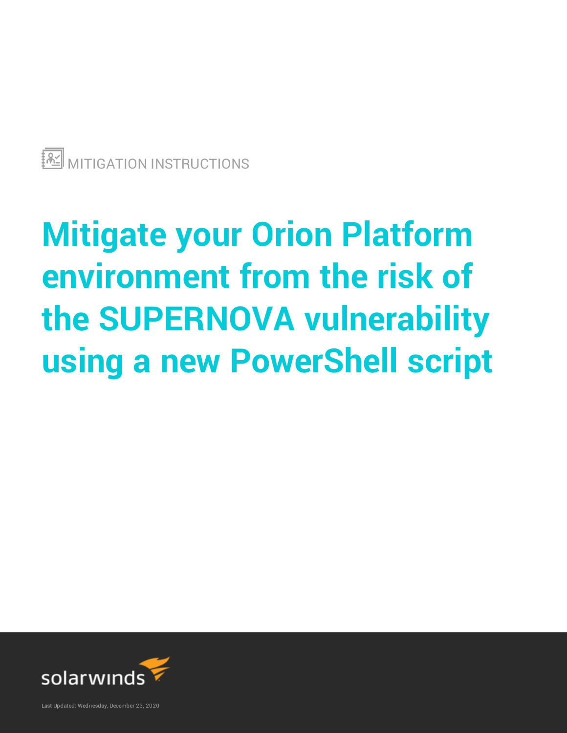MITIGATION INSTRUCTIONS

# Mitigate your Orion Platform environment from the risk of the SUPERNOVA vulnerability using a new PowerShell script

solarwinds

Last Updated: Wednesday, December 23, 2020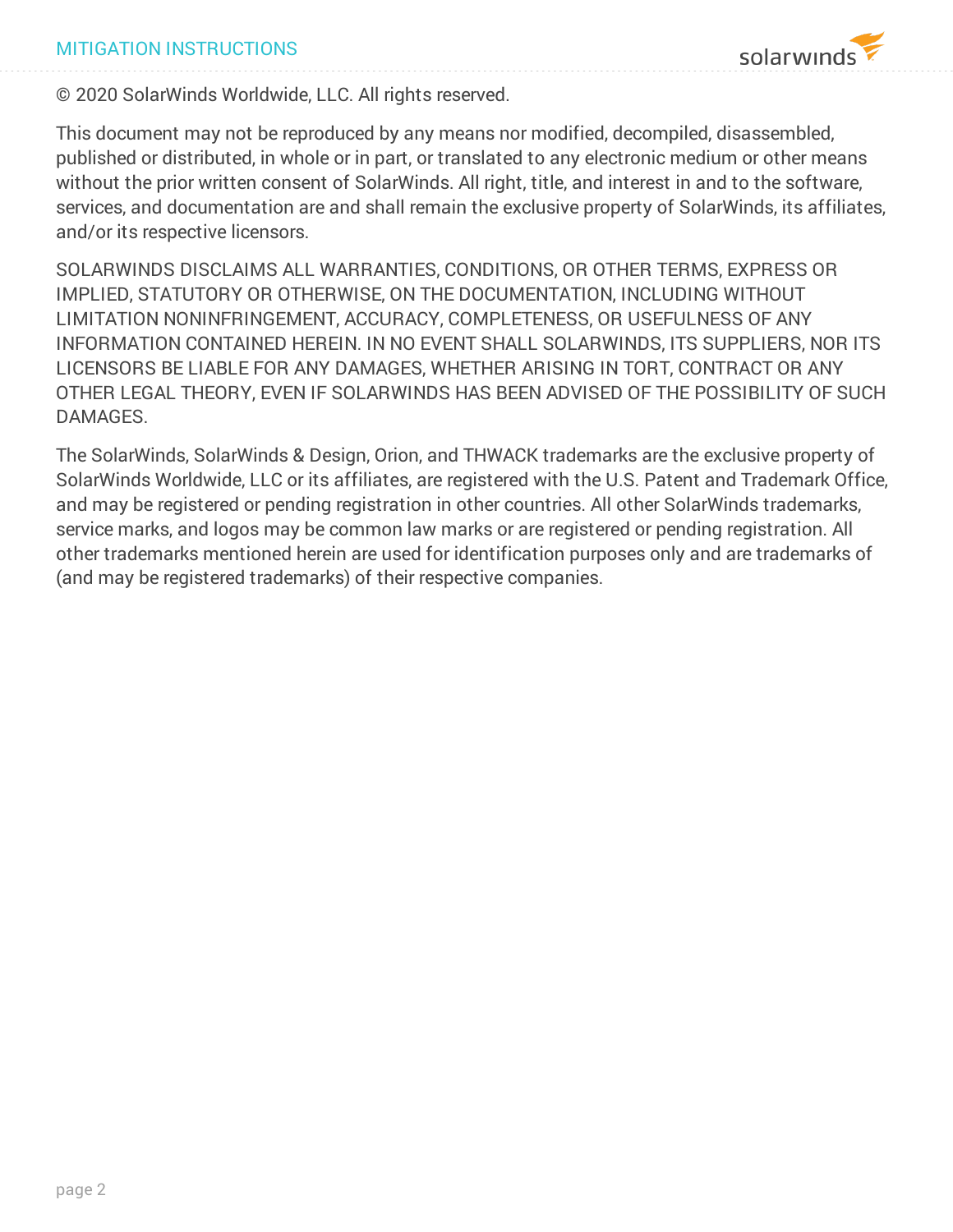© 2020 SolarWinds Worldwide, LLC. All rights reserved.

This document may not be reproduced by any means nor modified, decompiled, disassembled, published or distributed, in whole or in part, or translated to any electronic medium or other means without the prior written consent of SolarWinds. All right, title, and interest in and to the software, services, and documentation are and shall remain the exclusive property of SolarWinds, its affiliates, and/or its respective licensors.

SOLARWINDS DISCLAIMS ALL WARRANTIES, CONDITIONS, OR OTHER TERMS, EXPRESS OR IMPLIED, STATUTORY OR OTHERWISE, ON THE DOCUMENTATION, INCLUDING WITHOUT LIMITATION NONINFRINGEMENT, ACCURACY, COMPLETENESS, OR USEFULNESS OF ANY INFORMATION CONTAINED HEREIN. IN NO EVENT SHALL SOLARWINDS, ITS SUPPLIERS, NOR ITS LICENSORS BE LIABLE FOR ANY DAMAGES, WHETHER ARISING IN TORT, CONTRACT OR ANY OTHER LEGAL THEORY, EVEN IF SOLARWINDS HAS BEEN ADVISED OF THE POSSIBILITY OF SUCH DAMAGES.

The SolarWinds, SolarWinds & Design, Orion, and THWACK trademarks are the exclusive property of SolarWinds Worldwide, LLC or its affiliates, are registered with the U.S. Patent and Trademark Office, and may be registered or pending registration in other countries. All other SolarWinds trademarks, service marks, and logos may be common law marks or are registered or pending registration. All other trademarks mentioned herein are used for identification purposes only and are trademarks of (and may be registered trademarks) of their respective companies.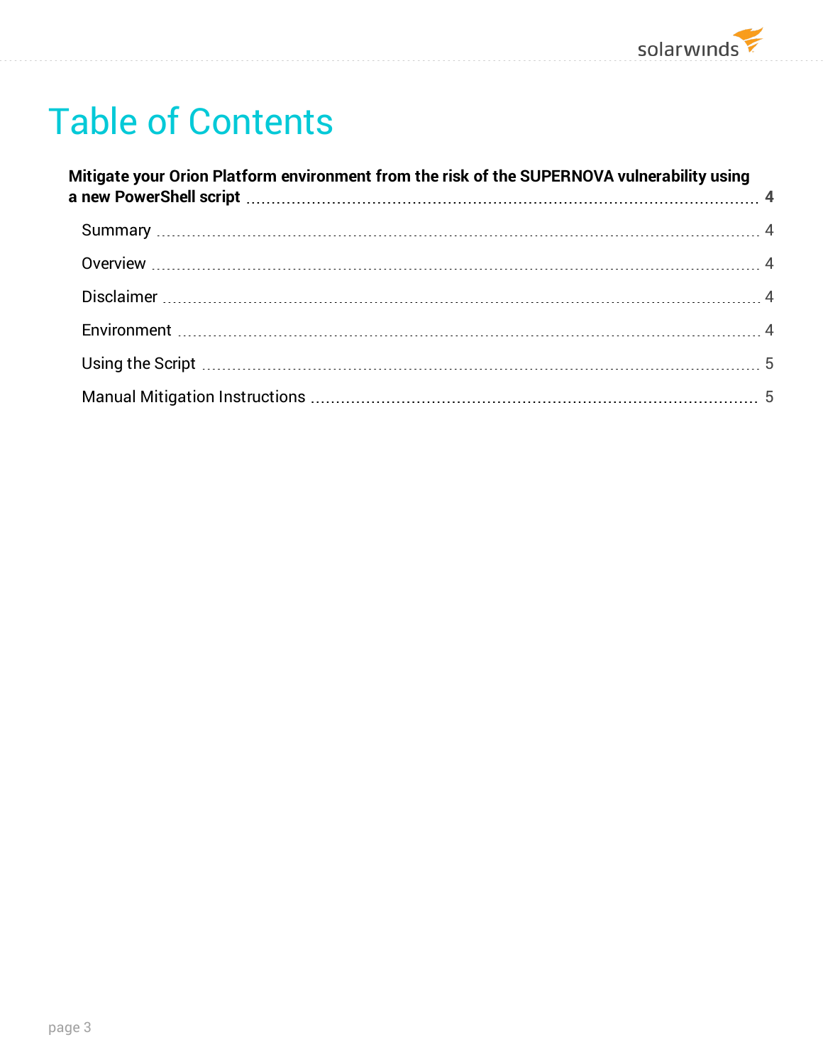# Table of Contents

**Mitigate your Orion Platform environment from the risk of the SUPERNOVA vulnerability using a new PowerShell script** ..... **4**

- Summary ..... 4
- Overview ..... 4
- Disclaimer ..... 4
- Environment ..... 4
- Using the Script ..... 5
- Manual Mitigation Instructions ..... 5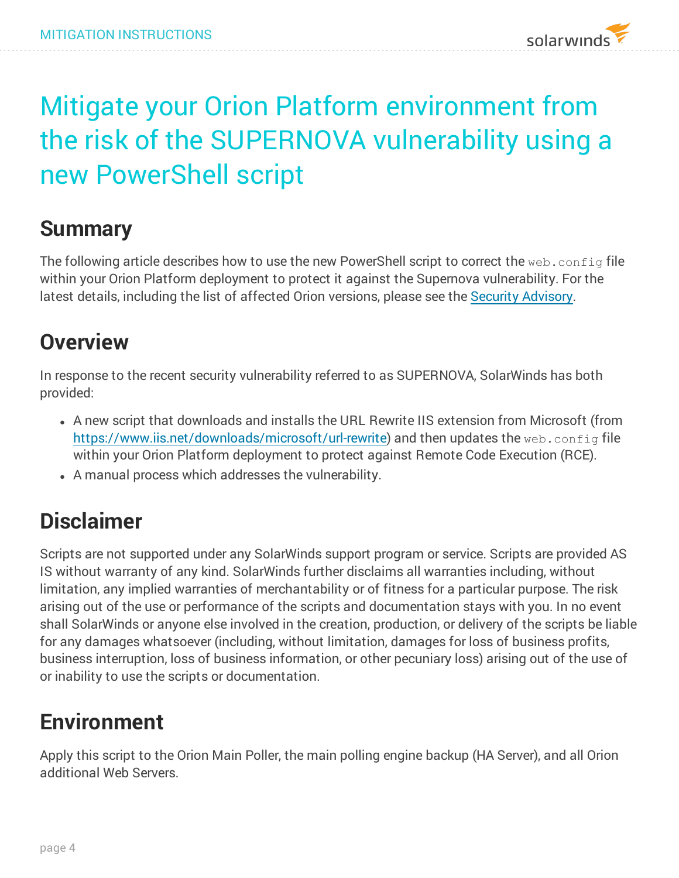# Mitigate your Orion Platform environment from the risk of the SUPERNOVA vulnerability using a new PowerShell script

## Summary

The following article describes how to use the new PowerShell script to correct the `web.config` file within your Orion Platform deployment to protect it against the Supernova vulnerability. For the latest details, including the list of affected Orion versions, please see the [Security Advisory](Security Advisory).

## Overview

In response to the recent security vulnerability referred to as SUPERNOVA, SolarWinds has both provided:

- A new script that downloads and installs the URL Rewrite IIS extension from Microsoft (from [https://www.iis.net/downloads/microsoft/url-rewrite](https://www.iis.net/downloads/microsoft/url-rewrite)) and then updates the `web.config` file within your Orion Platform deployment to protect against Remote Code Execution (RCE).
- A manual process which addresses the vulnerability.

## Disclaimer

Scripts are not supported under any SolarWinds support program or service. Scripts are provided AS IS without warranty of any kind. SolarWinds further disclaims all warranties including, without limitation, any implied warranties of merchantability or of fitness for a particular purpose. The risk arising out of the use or performance of the scripts and documentation stays with you. In no event shall SolarWinds or anyone else involved in the creation, production, or delivery of the scripts be liable for any damages whatsoever (including, without limitation, damages for loss of business profits, business interruption, loss of business information, or other pecuniary loss) arising out of the use of or inability to use the scripts or documentation.

## Environment

Apply this script to the Orion Main Poller, the main polling engine backup (HA Server), and all Orion additional Web Servers.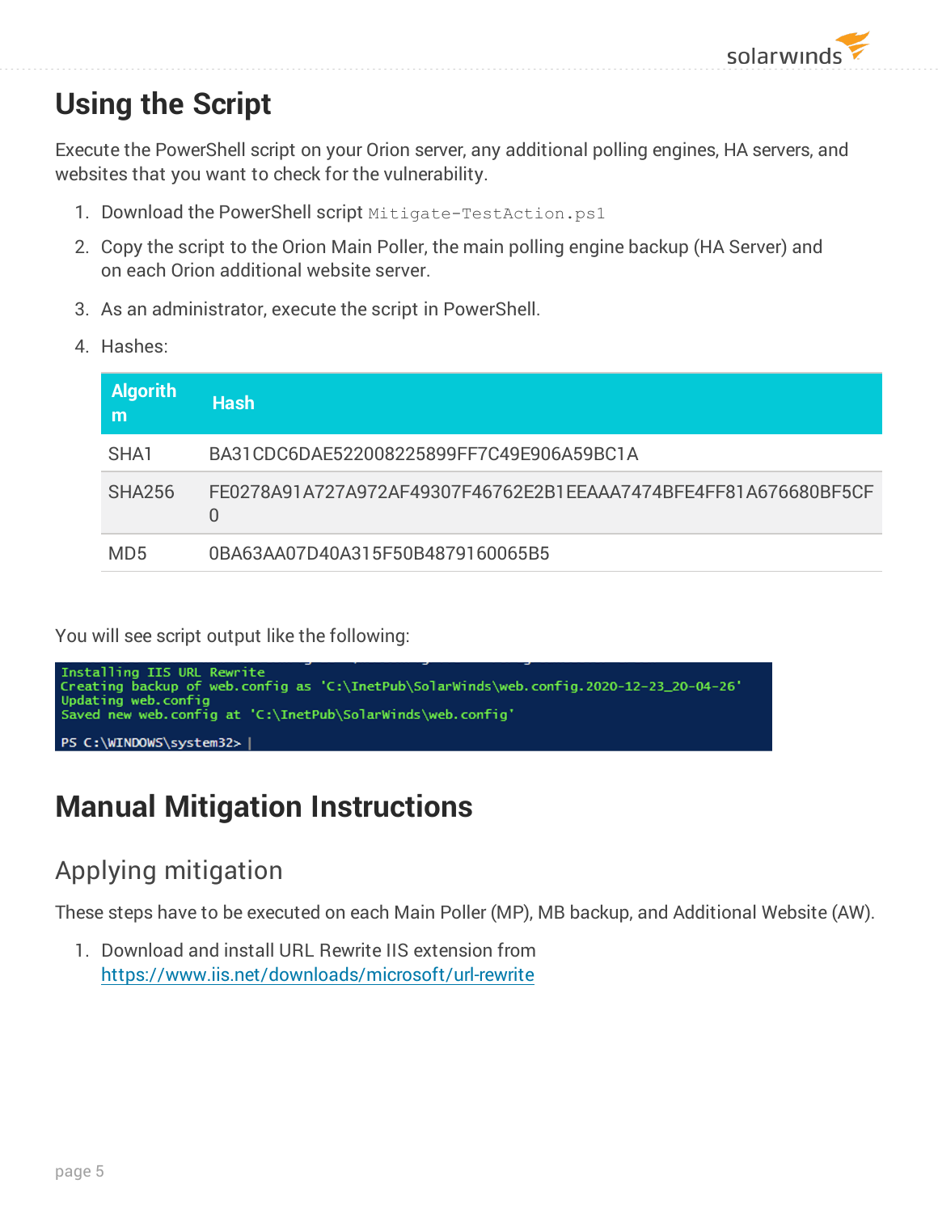# Using the Script

Execute the PowerShell script on your Orion server, any additional polling engines, HA servers, and websites that you want to check for the vulnerability.

1. Download the PowerShell script `Mitigate-TestAction.ps1`
2. Copy the script to the Orion Main Poller, the main polling engine backup (HA Server) and on each Orion additional website server.
3. As an administrator, execute the script in PowerShell.
4. Hashes:

| Algorithm | Hash |
|---|---|
| SHA1 | BA31CDC6DAE522008225899FF7C49E906A59BC1A |
| SHA256 | FE0278A91A727A972AF49307F46762E2B1EEAAA7474BFE4FF81A676680BF5CF0 |
| MD5 | 0BA63AA07D40A315F50B4879160065B5 |

You will see script output like the following:

```
Installing IIS URL Rewrite
Creating backup of web.config as 'C:\InetPub\SolarWinds\web.config.2020-12-23_20-04-26'
Updating web.config
Saved new web.config at 'C:\InetPub\SolarWinds\web.config'

PS C:\WINDOWS\system32> |
```

# Manual Mitigation Instructions

## Applying mitigation

These steps have to be executed on each Main Poller (MP), MB backup, and Additional Website (AW).

1. Download and install URL Rewrite IIS extension from https://www.iis.net/downloads/microsoft/url-rewrite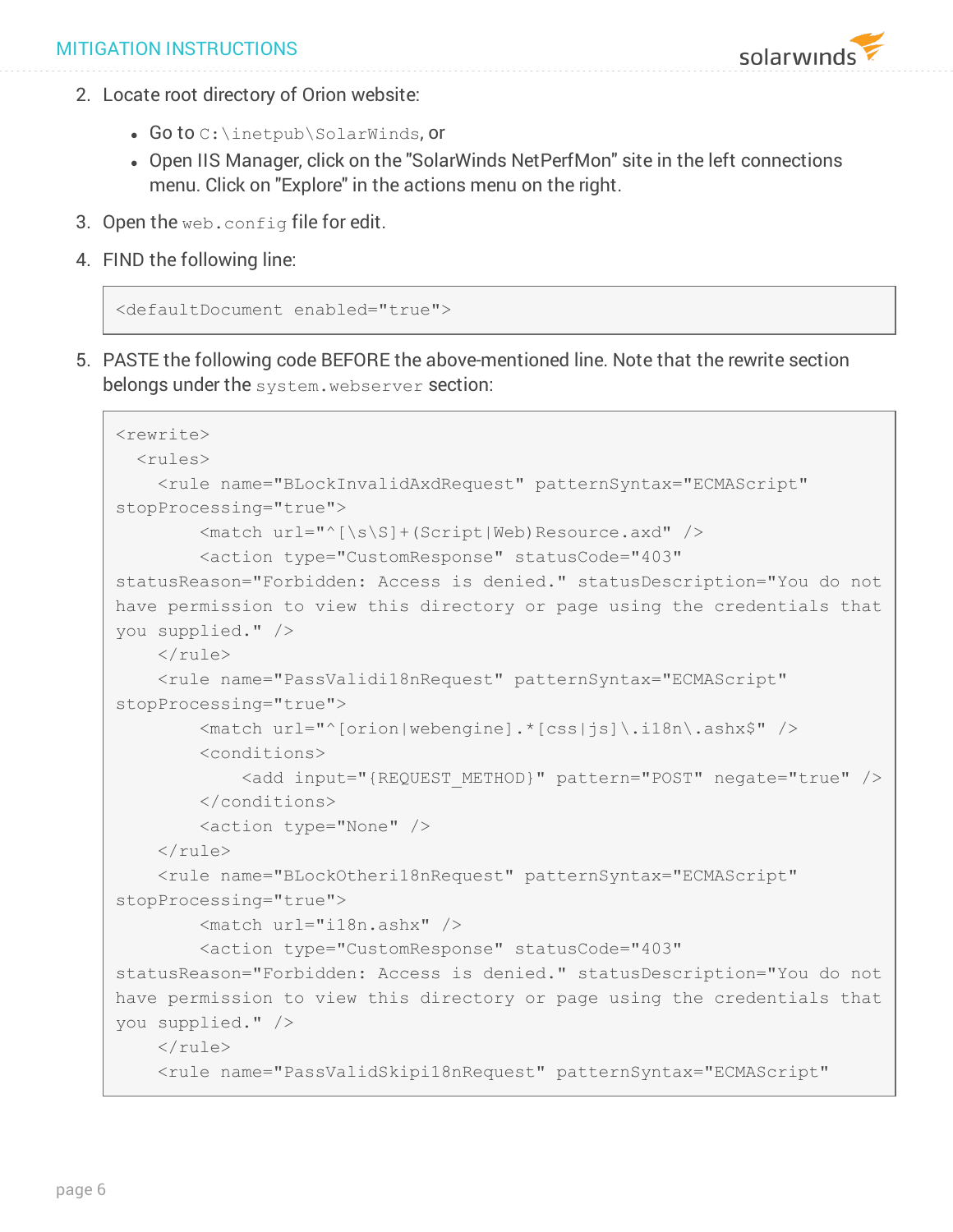2. Locate root directory of Orion website:
    - Go to `C:\inetpub\SolarWinds`, or
    - Open IIS Manager, click on the "SolarWinds NetPerfMon" site in the left connections menu. Click on "Explore" in the actions menu on the right.
3. Open the `web.config` file for edit.
4. FIND the following line:

```
<defaultDocument enabled="true">
```

5. PASTE the following code BEFORE the above-mentioned line. Note that the rewrite section belongs under the `system.webserver` section:

```
<rewrite>
  <rules>
    <rule name="BLockInvalidAxdRequest" patternSyntax="ECMAScript"
stopProcessing="true">
        <match url="^[\s\S]+(Script|Web)Resource.axd" />
        <action type="CustomResponse" statusCode="403"
statusReason="Forbidden: Access is denied." statusDescription="You do not
have permission to view this directory or page using the credentials that
you supplied." />
    </rule>
    <rule name="PassValidi18nRequest" patternSyntax="ECMAScript"
stopProcessing="true">
        <match url="^[orion|webengine].*[css|js]\.i18n\.ashx$" />
        <conditions>
            <add input="{REQUEST_METHOD}" pattern="POST" negate="true" />
        </conditions>
        <action type="None" />
    </rule>
    <rule name="BLockOtheri18nRequest" patternSyntax="ECMAScript"
stopProcessing="true">
        <match url="i18n.ashx" />
        <action type="CustomResponse" statusCode="403"
statusReason="Forbidden: Access is denied." statusDescription="You do not
have permission to view this directory or page using the credentials that
you supplied." />
    </rule>
    <rule name="PassValidSkipi18nRequest" patternSyntax="ECMAScript"
```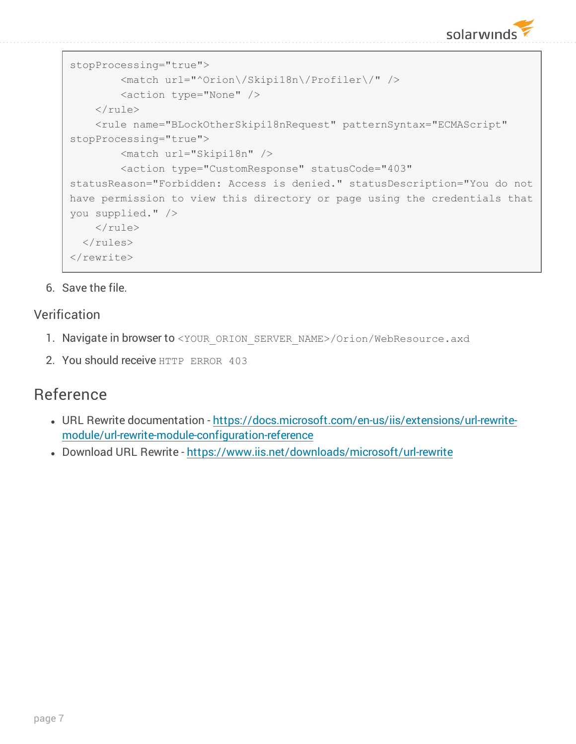```
stopProcessing="true">
        <match url="^Orion\/Skipi18n\/Profiler\/" />
        <action type="None" />
    </rule>
    <rule name="BLockOtherSkipi18nRequest" patternSyntax="ECMAScript"
stopProcessing="true">
        <match url="Skipi18n" />
        <action type="CustomResponse" statusCode="403"
statusReason="Forbidden: Access is denied." statusDescription="You do not
have permission to view this directory or page using the credentials that
you supplied." />
    </rule>
  </rules>
</rewrite>
```

6. Save the file.

### Verification

1. Navigate in browser to `<YOUR_ORION_SERVER_NAME>/Orion/WebResource.axd`
2. You should receive `HTTP ERROR 403`

## Reference

- URL Rewrite documentation - https://docs.microsoft.com/en-us/iis/extensions/url-rewrite-module/url-rewrite-module-configuration-reference
- Download URL Rewrite - https://www.iis.net/downloads/microsoft/url-rewrite